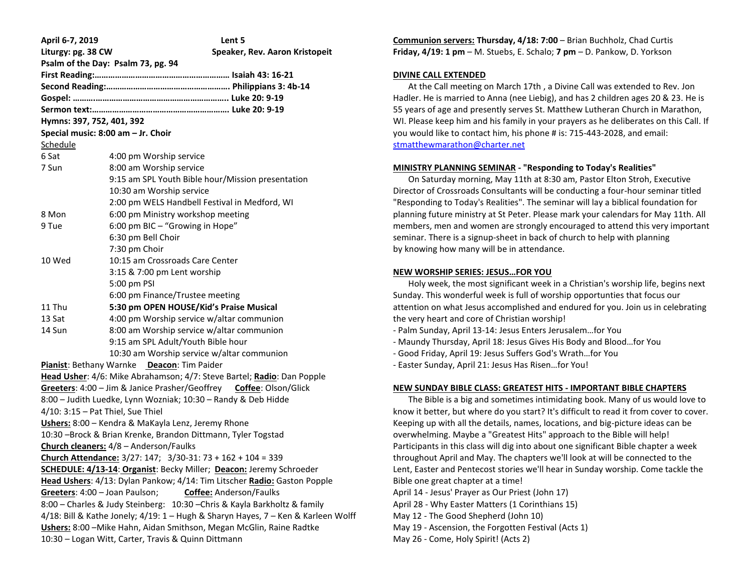**April 6-7, 2019** **Lent 5**

**Liturgy: pg. 38 CW** **Speaker, Rev. Aaron Kristopeit**

**Psalm of the Day: Psalm 73, pg. 94**

**First Reading:…………………………………………………… Isaiah 43: 16-21**

**Second Reading:………………………………………………. Philippians 3: 4b-14**

**Gospel: ……..…………………………………………………….. Luke 20: 9-19**

**Sermon text:…………………………………………………… Luke 20: 9-19**

**Hymns: 397, 752, 401, 392**

**Special music: 8:00 am – Jr. Choir**

Schedule

| | |
|---|---|
| 6 Sat | 4:00 pm Worship service |
| 7 Sun | 8:00 am Worship service |
| | 9:15 am SPL Youth Bible hour/Mission presentation |
| | 10:30 am Worship service |
| | 2:00 pm WELS Handbell Festival in Medford, WI |
| 8 Mon | 6:00 pm Ministry workshop meeting |
| 9 Tue | 6:00 pm BIC – "Growing in Hope" |
| | 6:30 pm Bell Choir |
| | 7:30 pm Choir |
| 10 Wed | 10:15 am Crossroads Care Center |
| | 3:15 & 7:00 pm Lent worship |
| | 5:00 pm PSI |
| | 6:00 pm Finance/Trustee meeting |
| 11 Thu | **5:30 pm OPEN HOUSE/Kid's Praise Musical** |
| 13 Sat | 4:00 pm Worship service w/altar communion |
| 14 Sun | 8:00 am Worship service w/altar communion |
| | 9:15 am SPL Adult/Youth Bible hour |
| | 10:30 am Worship service w/altar communion |

**Pianist**: Bethany Warnke **Deacon**: Tim Paider

**Head Usher**: 4/6: Mike Abrahamson; 4/7: Steve Bartel; **Radio**: Dan Popple

**Greeters**: 4:00 – Jim & Janice Prasher/Geoffrey **Coffee**: Olson/Glick

8:00 – Judith Luedke, Lynn Wozniak; 10:30 – Randy & Deb Hidde

4/10: 3:15 – Pat Thiel, Sue Thiel

**Ushers:** 8:00 – Kendra & MaKayla Lenz, Jeremy Rhone

10:30 –Brock & Brian Krenke, Brandon Dittmann, Tyler Togstad

**Church cleaners:** 4/8 – Anderson/Faulks

**Church Attendance:** 3/27: 147; 3/30-31: 73 + 162 + 104 = 339

**SCHEDULE: 4/13-14**: **Organist**: Becky Miller; **Deacon:** Jeremy Schroeder

**Head Ushers**: 4/13: Dylan Pankow; 4/14: Tim Litscher **Radio:** Gaston Popple

**Greeters**: 4:00 – Joan Paulson; **Coffee:** Anderson/Faulks

8:00 – Charles & Judy Steinberg: 10:30 –Chris & Kayla Barkholtz & family

4/18: Bill & Kathe Jonely; 4/19: 1 – Hugh & Sharyn Hayes, 7 – Ken & Karleen Wolff

**Ushers:** 8:00 –Mike Hahn, Aidan Smithson, Megan McGlin, Raine Radtke

10:30 – Logan Witt, Carter, Travis & Quinn Dittmann

**Communion servers: Thursday, 4/18: 7:00** – Brian Buchholz, Chad Curtis

**Friday, 4/19: 1 pm** – M. Stuebs, E. Schalo; **7 pm** – D. Pankow, D. Yorkson

**DIVINE CALL EXTENDED**

At the Call meeting on March 17th , a Divine Call was extended to Rev. Jon Hadler. He is married to Anna (nee Liebig), and has 2 children ages 20 & 23. He is 55 years of age and presently serves St. Matthew Lutheran Church in Marathon, WI. Please keep him and his family in your prayers as he deliberates on this Call. If you would like to contact him, his phone # is: 715-443-2028, and email: stmatthewmarathon@charter.net

**MINISTRY PLANNING SEMINAR - "Responding to Today's Realities"**

On Saturday morning, May 11th at 8:30 am, Pastor Elton Stroh, Executive Director of Crossroads Consultants will be conducting a four-hour seminar titled "Responding to Today's Realities". The seminar will lay a biblical foundation for planning future ministry at St Peter. Please mark your calendars for May 11th. All members, men and women are strongly encouraged to attend this very important seminar. There is a signup-sheet in back of church to help with planning by knowing how many will be in attendance.

**NEW WORSHIP SERIES: JESUS…FOR YOU**

Holy week, the most significant week in a Christian's worship life, begins next Sunday. This wonderful week is full of worship opportunties that focus our attention on what Jesus accomplished and endured for you. Join us in celebrating the very heart and core of Christian worship!

- Palm Sunday, April 13-14: Jesus Enters Jerusalem…for You
- Maundy Thursday, April 18: Jesus Gives His Body and Blood…for You
- Good Friday, April 19: Jesus Suffers God's Wrath…for You
- Easter Sunday, April 21: Jesus Has Risen…for You!

**NEW SUNDAY BIBLE CLASS: GREATEST HITS - IMPORTANT BIBLE CHAPTERS**

The Bible is a big and sometimes intimidating book. Many of us would love to know it better, but where do you start? It's difficult to read it from cover to cover. Keeping up with all the details, names, locations, and big-picture ideas can be overwhelming. Maybe a "Greatest Hits" approach to the Bible will help! Participants in this class will dig into about one significant Bible chapter a week throughout April and May. The chapters we'll look at will be connected to the Lent, Easter and Pentecost stories we'll hear in Sunday worship. Come tackle the Bible one great chapter at a time!

April 14 - Jesus' Prayer as Our Priest (John 17)

April 28 - Why Easter Matters (1 Corinthians 15)

May 12 - The Good Shepherd (John 10)

May 19 - Ascension, the Forgotten Festival (Acts 1)

May 26 - Come, Holy Spirit! (Acts 2)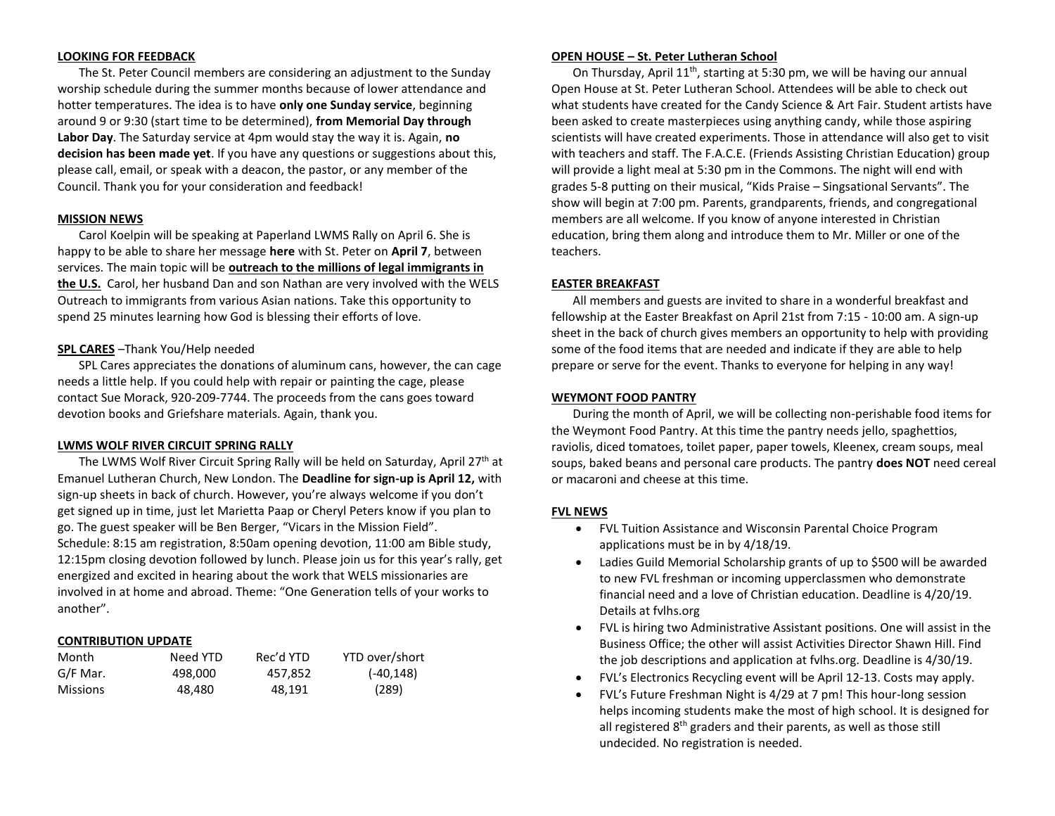**LOOKING FOR FEEDBACK**

The St. Peter Council members are considering an adjustment to the Sunday worship schedule during the summer months because of lower attendance and hotter temperatures. The idea is to have **only one Sunday service**, beginning around 9 or 9:30 (start time to be determined), **from Memorial Day through Labor Day**. The Saturday service at 4pm would stay the way it is. Again, **no decision has been made yet**. If you have any questions or suggestions about this, please call, email, or speak with a deacon, the pastor, or any member of the Council. Thank you for your consideration and feedback!

**MISSION NEWS**

Carol Koelpin will be speaking at Paperland LWMS Rally on April 6. She is happy to be able to share her message **here** with St. Peter on **April 7**, between services. The main topic will be **outreach to the millions of legal immigrants in the U.S.** Carol, her husband Dan and son Nathan are very involved with the WELS Outreach to immigrants from various Asian nations. Take this opportunity to spend 25 minutes learning how God is blessing their efforts of love.

**SPL CARES** –Thank You/Help needed

SPL Cares appreciates the donations of aluminum cans, however, the can cage needs a little help. If you could help with repair or painting the cage, please contact Sue Morack, 920-209-7744. The proceeds from the cans goes toward devotion books and Griefshare materials. Again, thank you.

**LWMS WOLF RIVER CIRCUIT SPRING RALLY**

The LWMS Wolf River Circuit Spring Rally will be held on Saturday, April 27th at Emanuel Lutheran Church, New London. The **Deadline for sign-up is April 12,** with sign-up sheets in back of church. However, you're always welcome if you don't get signed up in time, just let Marietta Paap or Cheryl Peters know if you plan to go. The guest speaker will be Ben Berger, "Vicars in the Mission Field". Schedule: 8:15 am registration, 8:50am opening devotion, 11:00 am Bible study, 12:15pm closing devotion followed by lunch. Please join us for this year's rally, get energized and excited in hearing about the work that WELS missionaries are involved in at home and abroad. Theme: "One Generation tells of your works to another".

**CONTRIBUTION UPDATE**

| Month | Need YTD | Rec'd YTD | YTD over/short |
|---|---|---|---|
| G/F Mar. | 498,000 | 457,852 | (-40,148) |
| Missions | 48,480 | 48,191 | (289) |

**OPEN HOUSE – St. Peter Lutheran School**

On Thursday, April 11th, starting at 5:30 pm, we will be having our annual Open House at St. Peter Lutheran School. Attendees will be able to check out what students have created for the Candy Science & Art Fair. Student artists have been asked to create masterpieces using anything candy, while those aspiring scientists will have created experiments. Those in attendance will also get to visit with teachers and staff. The F.A.C.E. (Friends Assisting Christian Education) group will provide a light meal at 5:30 pm in the Commons. The night will end with grades 5-8 putting on their musical, "Kids Praise – Singsational Servants". The show will begin at 7:00 pm. Parents, grandparents, friends, and congregational members are all welcome. If you know of anyone interested in Christian education, bring them along and introduce them to Mr. Miller or one of the teachers.

**EASTER BREAKFAST**

All members and guests are invited to share in a wonderful breakfast and fellowship at the Easter Breakfast on April 21st from 7:15 - 10:00 am. A sign-up sheet in the back of church gives members an opportunity to help with providing some of the food items that are needed and indicate if they are able to help prepare or serve for the event. Thanks to everyone for helping in any way!

**WEYMONT FOOD PANTRY**

During the month of April, we will be collecting non-perishable food items for the Weymont Food Pantry. At this time the pantry needs jello, spaghettios, raviolis, diced tomatoes, toilet paper, paper towels, Kleenex, cream soups, meal soups, baked beans and personal care products. The pantry **does NOT** need cereal or macaroni and cheese at this time.

**FVL NEWS**

- FVL Tuition Assistance and Wisconsin Parental Choice Program applications must be in by 4/18/19.
- Ladies Guild Memorial Scholarship grants of up to $500 will be awarded to new FVL freshman or incoming upperclassmen who demonstrate financial need and a love of Christian education. Deadline is 4/20/19. Details at fvlhs.org
- FVL is hiring two Administrative Assistant positions. One will assist in the Business Office; the other will assist Activities Director Shawn Hill. Find the job descriptions and application at fvlhs.org. Deadline is 4/30/19.
- FVL's Electronics Recycling event will be April 12-13. Costs may apply.
- FVL's Future Freshman Night is 4/29 at 7 pm! This hour-long session helps incoming students make the most of high school. It is designed for all registered 8th graders and their parents, as well as those still undecided. No registration is needed.